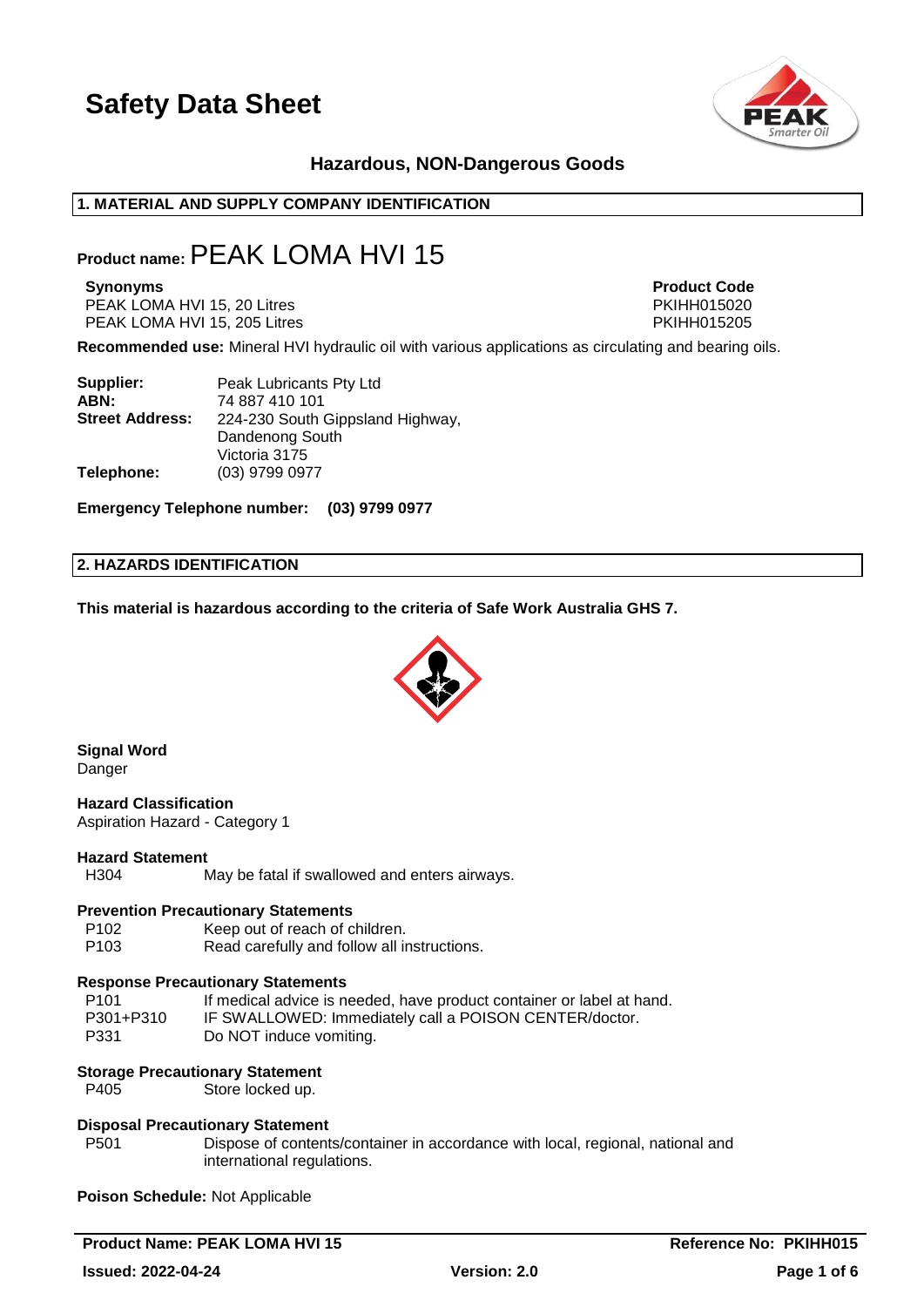# Safety Data Sheet

### Hazardous, NON-Dangerous Goods

## 1. MATERIAL AND SUPPLY COMPANY IDENTIFICATION

**Product name:** PEAK LOMA HVI 15

| Synonyms | Product Code |
|---|---|
| PEAK LOMA HVI 15, 20 Litres | PKIHH015020 |
| PEAK LOMA HVI 15, 205 Litres | PKIHH015205 |

**Recommended use:** Mineral HVI hydraulic oil with various applications as circulating and bearing oils.

| | |
|---|---|
| **Supplier:** | Peak Lubricants Pty Ltd |
| **ABN:** | 74 887 410 101 |
| **Street Address:** | 224-230 South Gippsland Highway, Dandenong South Victoria 3175 |
| **Telephone:** | (03) 9799 0977 |

**Emergency Telephone number: (03) 9799 0977**

## 2. HAZARDS IDENTIFICATION

**This material is hazardous according to the criteria of Safe Work Australia GHS 7.**

**Signal Word**
Danger

**Hazard Classification**
Aspiration Hazard - Category 1

**Hazard Statement**

| | |
|---|---|
| H304 | May be fatal if swallowed and enters airways. |

**Prevention Precautionary Statements**

| | |
|---|---|
| P102 | Keep out of reach of children. |
| P103 | Read carefully and follow all instructions. |

**Response Precautionary Statements**

| | |
|---|---|
| P101 | If medical advice is needed, have product container or label at hand. |
| P301+P310 | IF SWALLOWED: Immediately call a POISON CENTER/doctor. |
| P331 | Do NOT induce vomiting. |

**Storage Precautionary Statement**

| | |
|---|---|
| P405 | Store locked up. |

**Disposal Precautionary Statement**

| | |
|---|---|
| P501 | Dispose of contents/container in accordance with local, regional, national and international regulations. |

**Poison Schedule:** Not Applicable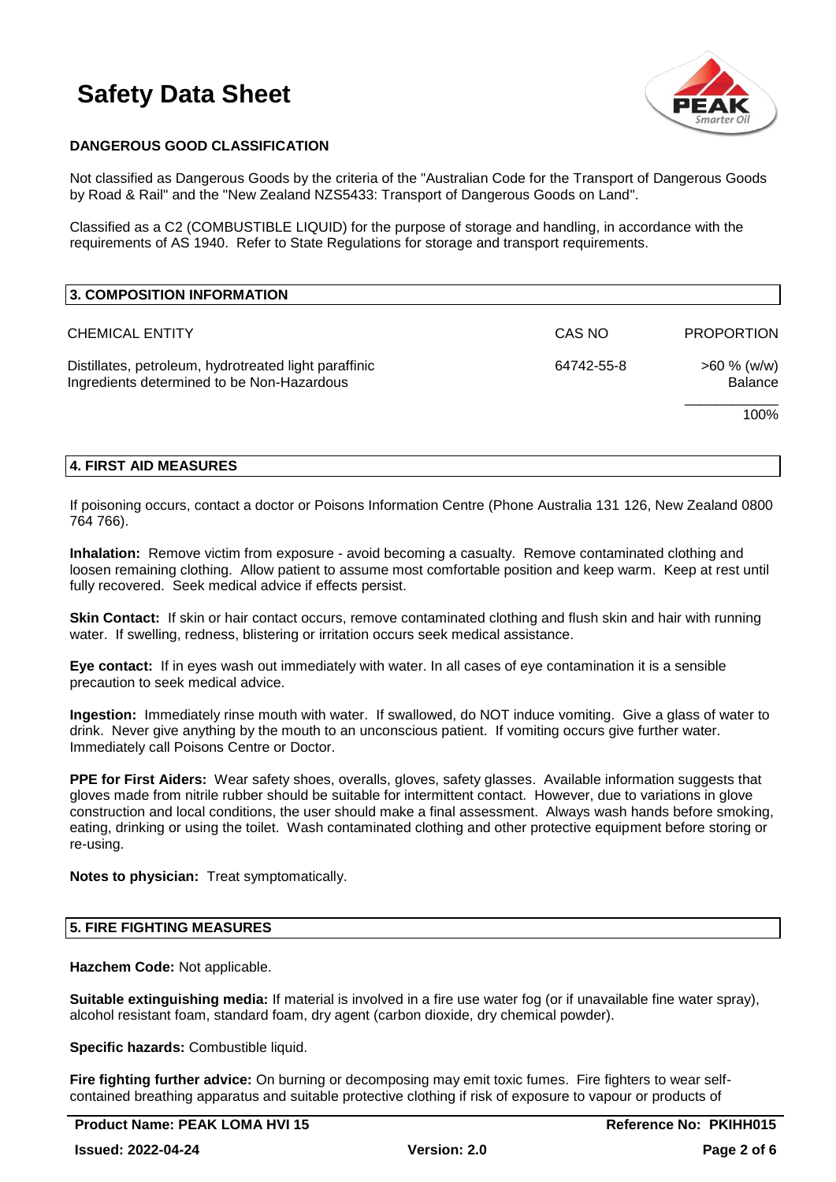### DANGEROUS GOOD CLASSIFICATION

Not classified as Dangerous Goods by the criteria of the "Australian Code for the Transport of Dangerous Goods by Road & Rail" and the "New Zealand NZS5433: Transport of Dangerous Goods on Land".

Classified as a C2 (COMBUSTIBLE LIQUID) for the purpose of storage and handling, in accordance with the requirements of AS 1940. Refer to State Regulations for storage and transport requirements.

## 3. COMPOSITION INFORMATION

| CHEMICAL ENTITY | CAS NO | PROPORTION |
|---|---|---|
| Distillates, petroleum, hydrotreated light paraffinic | 64742-55-8 | >60 % (w/w) |
| Ingredients determined to be Non-Hazardous | | Balance |
| | | 100% |

## 4. FIRST AID MEASURES

If poisoning occurs, contact a doctor or Poisons Information Centre (Phone Australia 131 126, New Zealand 0800 764 766).

**Inhalation:** Remove victim from exposure - avoid becoming a casualty. Remove contaminated clothing and loosen remaining clothing. Allow patient to assume most comfortable position and keep warm. Keep at rest until fully recovered. Seek medical advice if effects persist.

**Skin Contact:** If skin or hair contact occurs, remove contaminated clothing and flush skin and hair with running water. If swelling, redness, blistering or irritation occurs seek medical assistance.

**Eye contact:** If in eyes wash out immediately with water. In all cases of eye contamination it is a sensible precaution to seek medical advice.

**Ingestion:** Immediately rinse mouth with water. If swallowed, do NOT induce vomiting. Give a glass of water to drink. Never give anything by the mouth to an unconscious patient. If vomiting occurs give further water. Immediately call Poisons Centre or Doctor.

**PPE for First Aiders:** Wear safety shoes, overalls, gloves, safety glasses. Available information suggests that gloves made from nitrile rubber should be suitable for intermittent contact. However, due to variations in glove construction and local conditions, the user should make a final assessment. Always wash hands before smoking, eating, drinking or using the toilet. Wash contaminated clothing and other protective equipment before storing or re-using.

**Notes to physician:** Treat symptomatically.

## 5. FIRE FIGHTING MEASURES

**Hazchem Code:** Not applicable.

**Suitable extinguishing media:** If material is involved in a fire use water fog (or if unavailable fine water spray), alcohol resistant foam, standard foam, dry agent (carbon dioxide, dry chemical powder).

**Specific hazards:** Combustible liquid.

**Fire fighting further advice:** On burning or decomposing may emit toxic fumes. Fire fighters to wear self-contained breathing apparatus and suitable protective clothing if risk of exposure to vapour or products of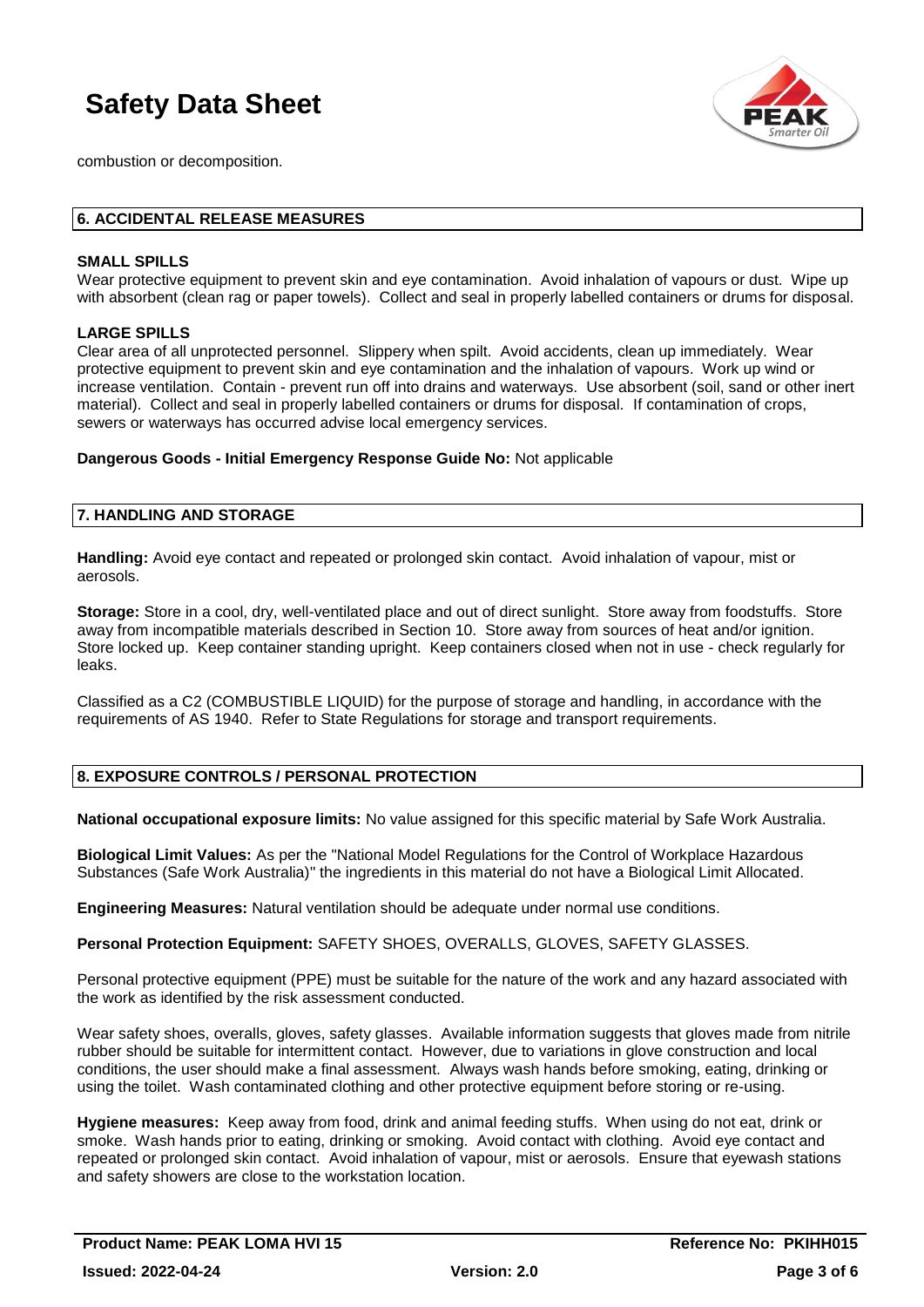combustion or decomposition.

## 6. ACCIDENTAL RELEASE MEASURES

**SMALL SPILLS**

Wear protective equipment to prevent skin and eye contamination. Avoid inhalation of vapours or dust. Wipe up with absorbent (clean rag or paper towels). Collect and seal in properly labelled containers or drums for disposal.

**LARGE SPILLS**

Clear area of all unprotected personnel. Slippery when spilt. Avoid accidents, clean up immediately. Wear protective equipment to prevent skin and eye contamination and the inhalation of vapours. Work up wind or increase ventilation. Contain - prevent run off into drains and waterways. Use absorbent (soil, sand or other inert material). Collect and seal in properly labelled containers or drums for disposal. If contamination of crops, sewers or waterways has occurred advise local emergency services.

**Dangerous Goods - Initial Emergency Response Guide No:** Not applicable

## 7. HANDLING AND STORAGE

**Handling:** Avoid eye contact and repeated or prolonged skin contact. Avoid inhalation of vapour, mist or aerosols.

**Storage:** Store in a cool, dry, well-ventilated place and out of direct sunlight. Store away from foodstuffs. Store away from incompatible materials described in Section 10. Store away from sources of heat and/or ignition. Store locked up. Keep container standing upright. Keep containers closed when not in use - check regularly for leaks.

Classified as a C2 (COMBUSTIBLE LIQUID) for the purpose of storage and handling, in accordance with the requirements of AS 1940. Refer to State Regulations for storage and transport requirements.

## 8. EXPOSURE CONTROLS / PERSONAL PROTECTION

**National occupational exposure limits:** No value assigned for this specific material by Safe Work Australia.

**Biological Limit Values:** As per the "National Model Regulations for the Control of Workplace Hazardous Substances (Safe Work Australia)" the ingredients in this material do not have a Biological Limit Allocated.

**Engineering Measures:** Natural ventilation should be adequate under normal use conditions.

**Personal Protection Equipment:** SAFETY SHOES, OVERALLS, GLOVES, SAFETY GLASSES.

Personal protective equipment (PPE) must be suitable for the nature of the work and any hazard associated with the work as identified by the risk assessment conducted.

Wear safety shoes, overalls, gloves, safety glasses. Available information suggests that gloves made from nitrile rubber should be suitable for intermittent contact. However, due to variations in glove construction and local conditions, the user should make a final assessment. Always wash hands before smoking, eating, drinking or using the toilet. Wash contaminated clothing and other protective equipment before storing or re-using.

**Hygiene measures:** Keep away from food, drink and animal feeding stuffs. When using do not eat, drink or smoke. Wash hands prior to eating, drinking or smoking. Avoid contact with clothing. Avoid eye contact and repeated or prolonged skin contact. Avoid inhalation of vapour, mist or aerosols. Ensure that eyewash stations and safety showers are close to the workstation location.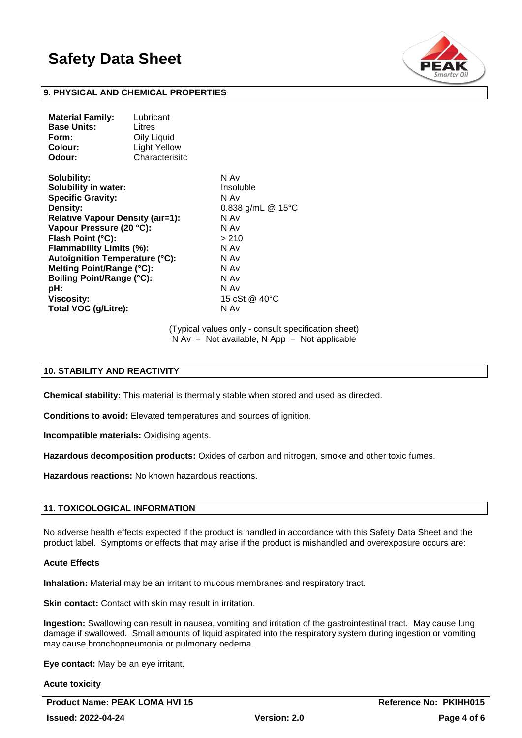## 9. PHYSICAL AND CHEMICAL PROPERTIES

| | |
|---|---|
| **Material Family:** | Lubricant |
| **Base Units:** | Litres |
| **Form:** | Oily Liquid |
| **Colour:** | Light Yellow |
| **Odour:** | Characterisitc |

| | |
|---|---|
| **Solubility:** | N Av |
| **Solubility in water:** | Insoluble |
| **Specific Gravity:** | N Av |
| **Density:** | 0.838 g/mL @ 15°C |
| **Relative Vapour Density (air=1):** | N Av |
| **Vapour Pressure (20 °C):** | N Av |
| **Flash Point (°C):** | > 210 |
| **Flammability Limits (%):** | N Av |
| **Autoignition Temperature (°C):** | N Av |
| **Melting Point/Range (°C):** | N Av |
| **Boiling Point/Range (°C):** | N Av |
| **pH:** | N Av |
| **Viscosity:** | 15 cSt @ 40°C |
| **Total VOC (g/Litre):** | N Av |

(Typical values only - consult specification sheet)
N Av = Not available, N App = Not applicable

## 10. STABILITY AND REACTIVITY

**Chemical stability:** This material is thermally stable when stored and used as directed.

**Conditions to avoid:** Elevated temperatures and sources of ignition.

**Incompatible materials:** Oxidising agents.

**Hazardous decomposition products:** Oxides of carbon and nitrogen, smoke and other toxic fumes.

**Hazardous reactions:** No known hazardous reactions.

## 11. TOXICOLOGICAL INFORMATION

No adverse health effects expected if the product is handled in accordance with this Safety Data Sheet and the product label. Symptoms or effects that may arise if the product is mishandled and overexposure occurs are:

**Acute Effects**

**Inhalation:** Material may be an irritant to mucous membranes and respiratory tract.

**Skin contact:** Contact with skin may result in irritation.

**Ingestion:** Swallowing can result in nausea, vomiting and irritation of the gastrointestinal tract. May cause lung damage if swallowed. Small amounts of liquid aspirated into the respiratory system during ingestion or vomiting may cause bronchopneumonia or pulmonary oedema.

**Eye contact:** May be an eye irritant.

**Acute toxicity**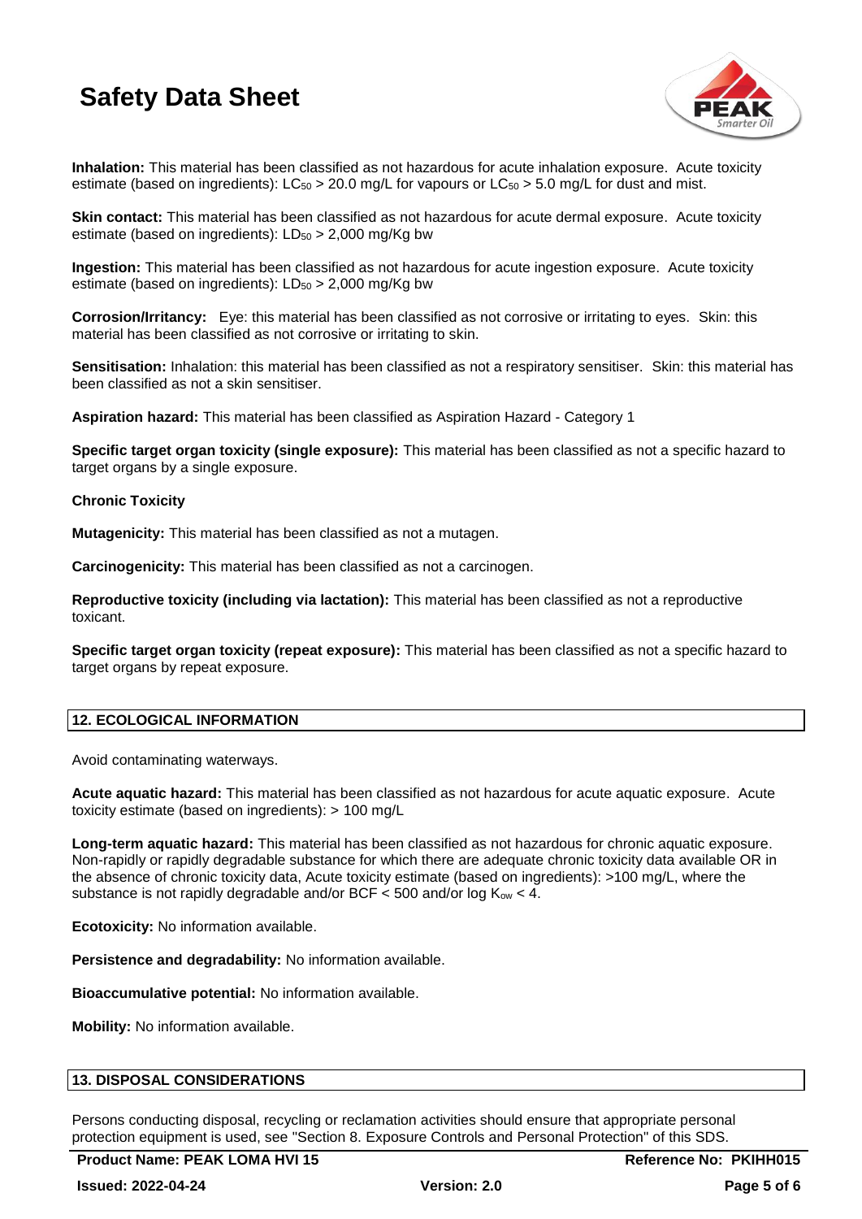**Inhalation:** This material has been classified as not hazardous for acute inhalation exposure. Acute toxicity estimate (based on ingredients): $LC_{50}$ > 20.0 mg/L for vapours or $LC_{50}$ > 5.0 mg/L for dust and mist.

**Skin contact:** This material has been classified as not hazardous for acute dermal exposure. Acute toxicity estimate (based on ingredients): $LD_{50}$ > 2,000 mg/Kg bw

**Ingestion:** This material has been classified as not hazardous for acute ingestion exposure. Acute toxicity estimate (based on ingredients): $LD_{50}$ > 2,000 mg/Kg bw

**Corrosion/Irritancy:** Eye: this material has been classified as not corrosive or irritating to eyes. Skin: this material has been classified as not corrosive or irritating to skin.

**Sensitisation:** Inhalation: this material has been classified as not a respiratory sensitiser. Skin: this material has been classified as not a skin sensitiser.

**Aspiration hazard:** This material has been classified as Aspiration Hazard - Category 1

**Specific target organ toxicity (single exposure):** This material has been classified as not a specific hazard to target organs by a single exposure.

**Chronic Toxicity**

**Mutagenicity:** This material has been classified as not a mutagen.

**Carcinogenicity:** This material has been classified as not a carcinogen.

**Reproductive toxicity (including via lactation):** This material has been classified as not a reproductive toxicant.

**Specific target organ toxicity (repeat exposure):** This material has been classified as not a specific hazard to target organs by repeat exposure.

## 12. ECOLOGICAL INFORMATION

Avoid contaminating waterways.

**Acute aquatic hazard:** This material has been classified as not hazardous for acute aquatic exposure. Acute toxicity estimate (based on ingredients): > 100 mg/L

**Long-term aquatic hazard:** This material has been classified as not hazardous for chronic aquatic exposure. Non-rapidly or rapidly degradable substance for which there are adequate chronic toxicity data available OR in the absence of chronic toxicity data, Acute toxicity estimate (based on ingredients): >100 mg/L, where the substance is not rapidly degradable and/or BCF < 500 and/or log $K_{ow}$ < 4.

**Ecotoxicity:** No information available.

**Persistence and degradability:** No information available.

**Bioaccumulative potential:** No information available.

**Mobility:** No information available.

## 13. DISPOSAL CONSIDERATIONS

Persons conducting disposal, recycling or reclamation activities should ensure that appropriate personal protection equipment is used, see "Section 8. Exposure Controls and Personal Protection" of this SDS.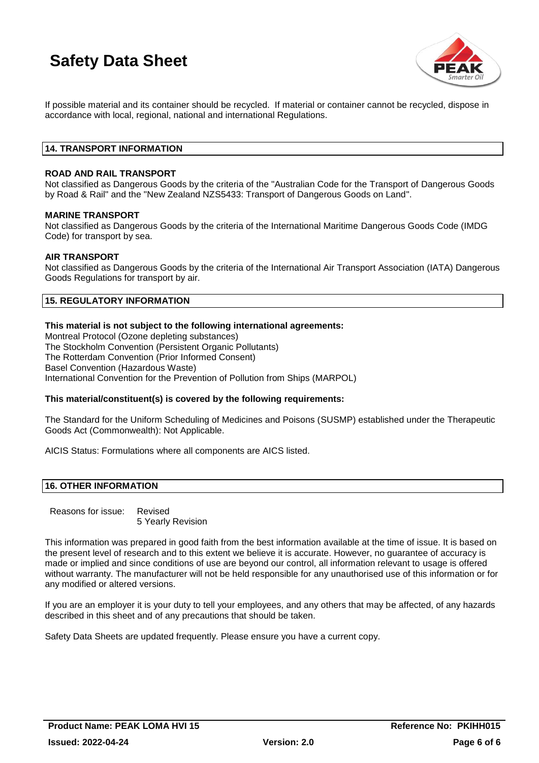If possible material and its container should be recycled. If material or container cannot be recycled, dispose in accordance with local, regional, national and international Regulations.

## 14. TRANSPORT INFORMATION

**ROAD AND RAIL TRANSPORT**

Not classified as Dangerous Goods by the criteria of the "Australian Code for the Transport of Dangerous Goods by Road & Rail" and the "New Zealand NZS5433: Transport of Dangerous Goods on Land".

**MARINE TRANSPORT**

Not classified as Dangerous Goods by the criteria of the International Maritime Dangerous Goods Code (IMDG Code) for transport by sea.

**AIR TRANSPORT**

Not classified as Dangerous Goods by the criteria of the International Air Transport Association (IATA) Dangerous Goods Regulations for transport by air.

## 15. REGULATORY INFORMATION

**This material is not subject to the following international agreements:**

Montreal Protocol (Ozone depleting substances)
The Stockholm Convention (Persistent Organic Pollutants)
The Rotterdam Convention (Prior Informed Consent)
Basel Convention (Hazardous Waste)
International Convention for the Prevention of Pollution from Ships (MARPOL)

**This material/constituent(s) is covered by the following requirements:**

The Standard for the Uniform Scheduling of Medicines and Poisons (SUSMP) established under the Therapeutic Goods Act (Commonwealth): Not Applicable.

AICIS Status: Formulations where all components are AICS listed.

## 16. OTHER INFORMATION

Reasons for issue: Revised
5 Yearly Revision

This information was prepared in good faith from the best information available at the time of issue. It is based on the present level of research and to this extent we believe it is accurate. However, no guarantee of accuracy is made or implied and since conditions of use are beyond our control, all information relevant to usage is offered without warranty. The manufacturer will not be held responsible for any unauthorised use of this information or for any modified or altered versions.

If you are an employer it is your duty to tell your employees, and any others that may be affected, of any hazards described in this sheet and of any precautions that should be taken.

Safety Data Sheets are updated frequently. Please ensure you have a current copy.